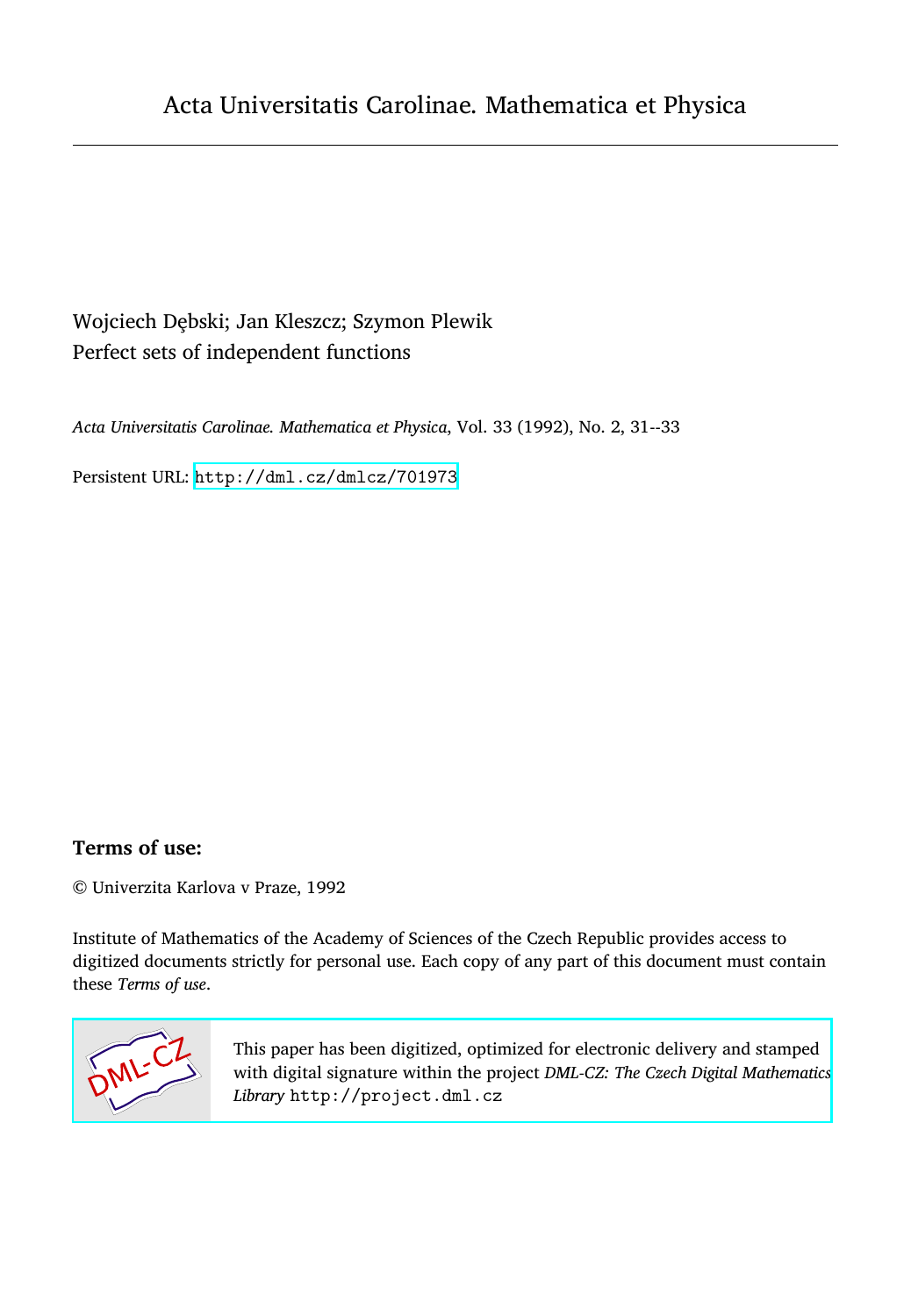# Acta Universitatis Carolinae. Mathematica et Physica

Wojciech Dębski; Jan Kleszcz; Szymon Plewik
Perfect sets of independent functions

*Acta Universitatis Carolinae. Mathematica et Physica*, Vol. 33 (1992), No. 2, 31--33

Persistent URL: http://dml.cz/dmlcz/701973

## Terms of use:

© Univerzita Karlova v Praze, 1992

Institute of Mathematics of the Academy of Sciences of the Czech Republic provides access to digitized documents strictly for personal use. Each copy of any part of this document must contain these *Terms of use*.

This paper has been digitized, optimized for electronic delivery and stamped with digital signature within the project *DML-CZ: The Czech Digital Mathematics Library* http://project.dml.cz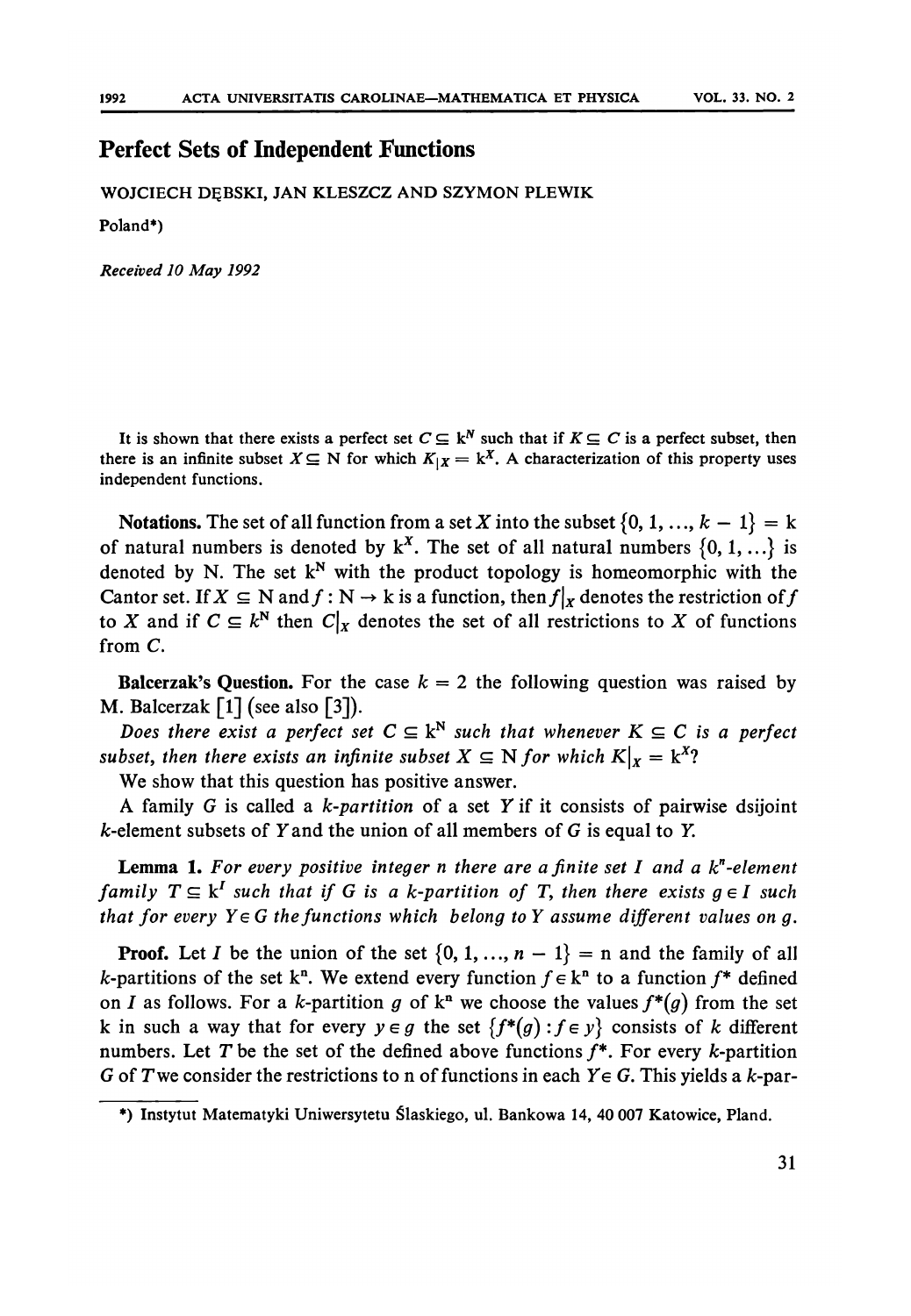# Perfect Sets of Independent Functions

WOJCIECH DĘBSKI, JAN KLESZCZ AND SZYMON PLEWIK

Poland*)

*Received 10 May 1992*

It is shown that there exists a perfect set $C \subseteq \mathrm{k}^{\mathrm{N}}$ such that if $K \subseteq C$ is a perfect subset, then there is an infinite subset $X \subseteq \mathrm{N}$ for which $K_{|X} = \mathrm{k}^X$. A characterization of this property uses independent functions.

**Notations.** The set of all function from a set $X$ into the subset $\{0, 1, \ldots, k - 1\} = \mathrm{k}$ of natural numbers is denoted by $\mathrm{k}^X$. The set of all natural numbers $\{0, 1, \ldots\}$ is denoted by N. The set $\mathrm{k}^{\mathrm{N}}$ with the product topology is homeomorphic with the Cantor set. If $X \subseteq \mathrm{N}$ and $f : \mathrm{N} \to \mathrm{k}$ is a function, then $f|_X$ denotes the restriction of $f$ to $X$ and if $C \subseteq k^{\mathrm{N}}$ then $C|_X$ denotes the set of all restrictions to $X$ of functions from $C$.

**Balcerzak's Question.** For the case $k = 2$ the following question was raised by M. Balcerzak [1] (see also [3]).

*Does there exist a perfect set $C \subseteq \mathrm{k}^{\mathrm{N}}$ such that whenever $K \subseteq C$ is a perfect subset, then there exists an infinite subset $X \subseteq \mathrm{N}$ for which $K|_X = \mathrm{k}^X$?*

We show that this question has positive answer.

A family $G$ is called a *k-partition* of a set $Y$ if it consists of pairwise dsijoint $k$-element subsets of $Y$ and the union of all members of $G$ is equal to $Y$.

**Lemma 1.** *For every positive integer $n$ there are a finite set $I$ and a $k^n$-element family $T \subseteq \mathrm{k}^I$ such that if $G$ is a $k$-partition of $T$, then there exists $g \in I$ such that for every $Y \in G$ the functions which belong to $Y$ assume different values on $g$.*

**Proof.** Let $I$ be the union of the set $\{0, 1, \ldots, n - 1\} = \mathrm{n}$ and the family of all $k$-partitions of the set $\mathrm{k}^{\mathrm{n}}$. We extend every function $f \in \mathrm{k}^{\mathrm{n}}$ to a function $f^*$ defined on $I$ as follows. For a $k$-partition $g$ of $\mathrm{k}^{\mathrm{n}}$ we choose the values $f^*(g)$ from the set k in such a way that for every $y \in g$ the set $\{f^*(g) : f \in y\}$ consists of $k$ different numbers. Let $T$ be the set of the defined above functions $f^*$. For every $k$-partition $G$ of $T$ we consider the restrictions to n of functions in each $Y \in G$. This yields a $k$-par-

*) Instytut Matematyki Uniwersytetu Ślaskiego, ul. Bankowa 14, 40 007 Katowice, Pland.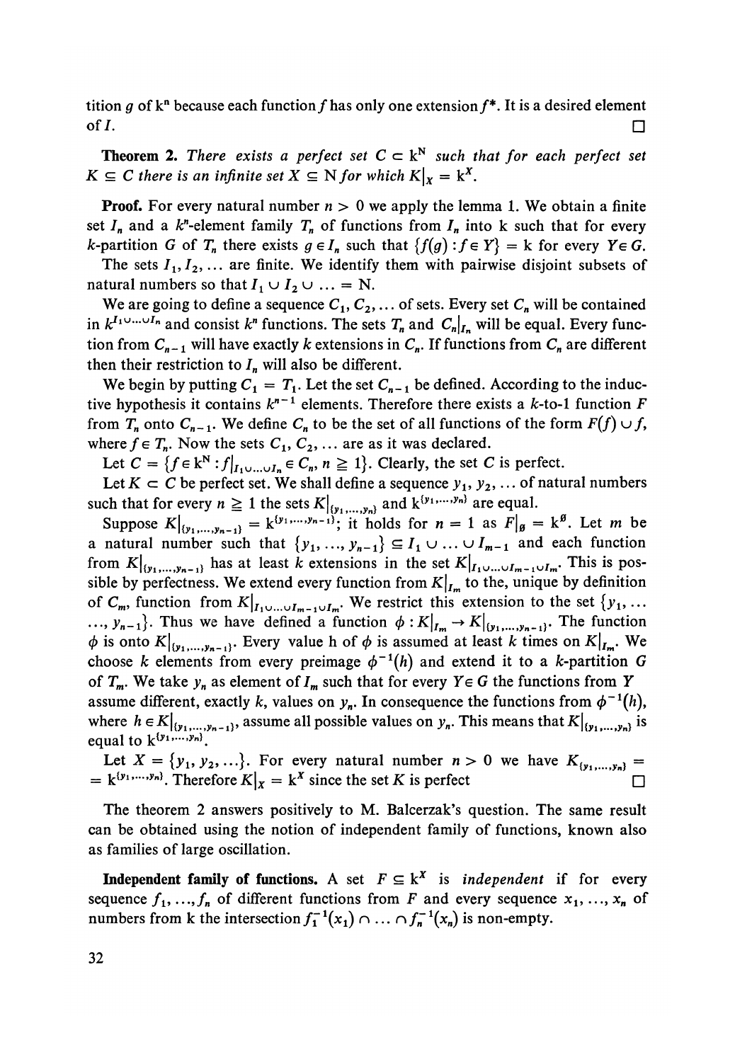tition $g$ of $\mathrm{k}^n$ because each function $f$ has only one extension $f^*$. It is a desired element of $I$. $\square$

**Theorem 2.** *There exists a perfect set $C \subset \mathrm{k}^{\mathrm{N}}$ such that for each perfect set $K \subseteq C$ there is an infinite set $X \subseteq \mathrm{N}$ for which $K|_X = \mathrm{k}^X$.*

**Proof.** For every natural number $n > 0$ we apply the lemma 1. We obtain a finite set $I_n$ and a $k^n$-element family $T_n$ of functions from $I_n$ into k such that for every $k$-partition $G$ of $T_n$ there exists $g \in I_n$ such that $\{f(g) : f \in Y\} = \mathrm{k}$ for every $Y \in G$.

The sets $I_1, I_2, \ldots$ are finite. We identify them with pairwise disjoint subsets of natural numbers so that $I_1 \cup I_2 \cup \ldots = \mathrm{N}$.

We are going to define a sequence $C_1, C_2, \ldots$ of sets. Every set $C_n$ will be contained in $k^{I_1 \cup \ldots \cup I_n}$ and consist $k^n$ functions. The sets $T_n$ and $C_n|_{I_n}$ will be equal. Every function from $C_{n-1}$ will have exactly $k$ extensions in $C_n$. If functions from $C_n$ are different then their restriction to $I_n$ will also be different.

We begin by putting $C_1 = T_1$. Let the set $C_{n-1}$ be defined. According to the inductive hypothesis it contains $k^{n-1}$ elements. Therefore there exists a $k$-to-1 function $F$ from $T_n$ onto $C_{n-1}$. We define $C_n$ to be the set of all functions of the form $F(f) \cup f$, where $f \in T_n$. Now the sets $C_1, C_2, \ldots$ are as it was declared.

Let $C = \{f \in \mathrm{k}^{\mathrm{N}} : f|_{I_1 \cup \ldots \cup I_n} \in C_n,\ n \geqq 1\}$. Clearly, the set $C$ is perfect.

Let $K \subset C$ be perfect set. We shall define a sequence $y_1, y_2, \ldots$ of natural numbers such that for every $n \geqq 1$ the sets $K|_{\{y_1, \ldots, y_n\}}$ and $\mathrm{k}^{\{y_1, \ldots, y_n\}}$ are equal.

Suppose $K|_{\{y_1, \ldots, y_{n-1}\}} = \mathrm{k}^{\{y_1, \ldots, y_{n-1}\}}$; it holds for $n = 1$ as $F|_\emptyset = \mathrm{k}^\emptyset$. Let $m$ be a natural number such that $\{y_1, \ldots, y_{n-1}\} \subseteq I_1 \cup \ldots \cup I_{m-1}$ and each function from $K|_{\{y_1, \ldots, y_{n-1}\}}$ has at least $k$ extensions in the set $K|_{I_1 \cup \ldots \cup I_{m-1} \cup I_m}$. This is possible by perfectness. We extend every function from $K|_{I_m}$ to the, unique by definition of $C_m$, function from $K|_{I_1 \cup \ldots \cup I_{m-1} \cup I_m}$. We restrict this extension to the set $\{y_1, \ldots, y_{n-1}\}$. Thus we have defined a function $\phi : K|_{I_m} \to K|_{\{y_1, \ldots, y_{n-1}\}}$. The function $\phi$ is onto $K|_{\{y_1, \ldots, y_{n-1}\}}$. Every value h of $\phi$ is assumed at least $k$ times on $K|_{I_m}$. We choose $k$ elements from every preimage $\phi^{-1}(h)$ and extend it to a $k$-partition $G$ of $T_m$. We take $y_n$ as element of $I_m$ such that for every $Y \in G$ the functions from $Y$ assume different, exactly $k$, values on $y_n$. In consequence the functions from $\phi^{-1}(h)$, where $h \in K|_{\{y_1, \ldots, y_{n-1}\}}$, assume all possible values on $y_n$. This means that $K|_{\{y_1, \ldots, y_n\}}$ is equal to $\mathrm{k}^{\{y_1, \ldots, y_n\}}$.

Let $X = \{y_1, y_2, \ldots\}$. For every natural number $n > 0$ we have $K_{\{y_1, \ldots, y_n\}} = \mathrm{k}^{\{y_1, \ldots, y_n\}}$. Therefore $K|_X = \mathrm{k}^X$ since the set $K$ is perfect $\square$

The theorem 2 answers positively to M. Balcerzak's question. The same result can be obtained using the notion of independent family of functions, known also as families of large oscillation.

**Independent family of functions.** A set $F \subseteq \mathrm{k}^X$ is *independent* if for every sequence $f_1, \ldots, f_n$ of different functions from $F$ and every sequence $x_1, \ldots, x_n$ of numbers from k the intersection $f_1^{-1}(x_1) \cap \ldots \cap f_n^{-1}(x_n)$ is non-empty.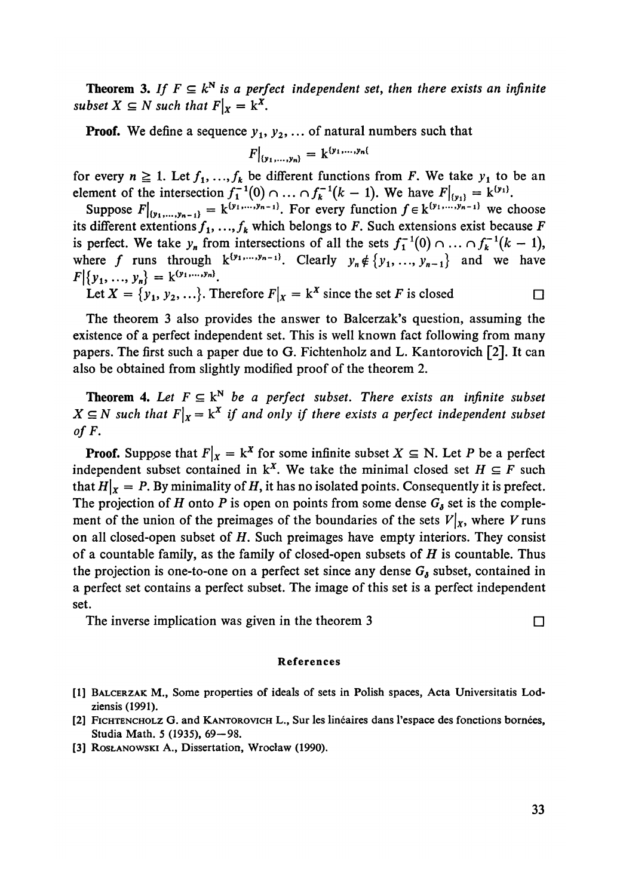**Theorem 3.** *If $F \subseteq k^N$ is a perfect independent set, then there exists an infinite subset $X \subseteq N$ such that $F|_X = k^X$.*

**Proof.** We define a sequence $y_1, y_2, \ldots$ of natural numbers such that

$$F|_{\{y_1,\ldots,y_n\}} = k^{\{y_1,\ldots,y_n\{}$$

for every $n \geqq 1$. Let $f_1, \ldots, f_k$ be different functions from $F$. We take $y_1$ to be an element of the intersection $f_1^{-1}(0) \cap \ldots \cap f_k^{-1}(k-1)$. We have $F|_{\{y_1\}} = k^{\{y_1\}}$.

Suppose $F|_{\{y_1,\ldots,y_{n-1}\}} = k^{\{y_1,\ldots,y_{n-1}\}}$. For every function $f \in k^{\{y_1,\ldots,y_{n-1}\}}$ we choose its different extentions $f_1, \ldots, f_k$ which belongs to $F$. Such extensions exist because $F$ is perfect. We take $y_n$ from intersections of all the sets $f_1^{-1}(0) \cap \ldots \cap f_k^{-1}(k-1)$, where $f$ runs through $k^{\{y_1,\ldots,y_{n-1}\}}$. Clearly $y_n \notin \{y_1, \ldots, y_{n-1}\}$ and we have $F|\{y_1, \ldots, y_n\} = k^{\{y_1,\ldots,y_n\}}$.

Let $X = \{y_1, y_2, \ldots\}$. Therefore $F|_X = k^X$ since the set $F$ is closed □

The theorem 3 also provides the answer to Balcerzak's question, assuming the existence of a perfect independent set. This is well known fact following from many papers. The first such a paper due to G. Fichtenholz and L. Kantorovich [2]. It can also be obtained from slightly modified proof of the theorem 2.

**Theorem 4.** *Let $F \subseteq k^N$ be a perfect subset. There exists an infinite subset $X \subseteq N$ such that $F|_X = k^X$ if and only if there exists a perfect independent subset of $F$.*

**Proof.** Suppose that $F|_X = k^X$ for some infinite subset $X \subseteq N$. Let $P$ be a perfect independent subset contained in $k^X$. We take the minimal closed set $H \subseteq F$ such that $H|_X = P$. By minimality of $H$, it has no isolated points. Consequently it is prefect. The projection of $H$ onto $P$ is open on points from some dense $G_\delta$ set is the complement of the union of the preimages of the boundaries of the sets $V|_X$, where $V$ runs on all closed-open subset of $H$. Such preimages have empty interiors. They consist of a countable family, as the family of closed-open subsets of $H$ is countable. Thus the projection is one-to-one on a perfect set since any dense $G_\delta$ subset, contained in a perfect set contains a perfect subset. The image of this set is a perfect independent set.

The inverse implication was given in the theorem 3 □

## References

[1] Balcerzak M., Some properties of ideals of sets in Polish spaces, Acta Universitatis Lodziensis (1991).

[2] Fichtencholz G. and Kantorovich L., Sur les linéaires dans l'espace des fonctions bornées, Studia Math. 5 (1935), 69—98.

[3] Rosłanowski A., Dissertation, Wrocław (1990).